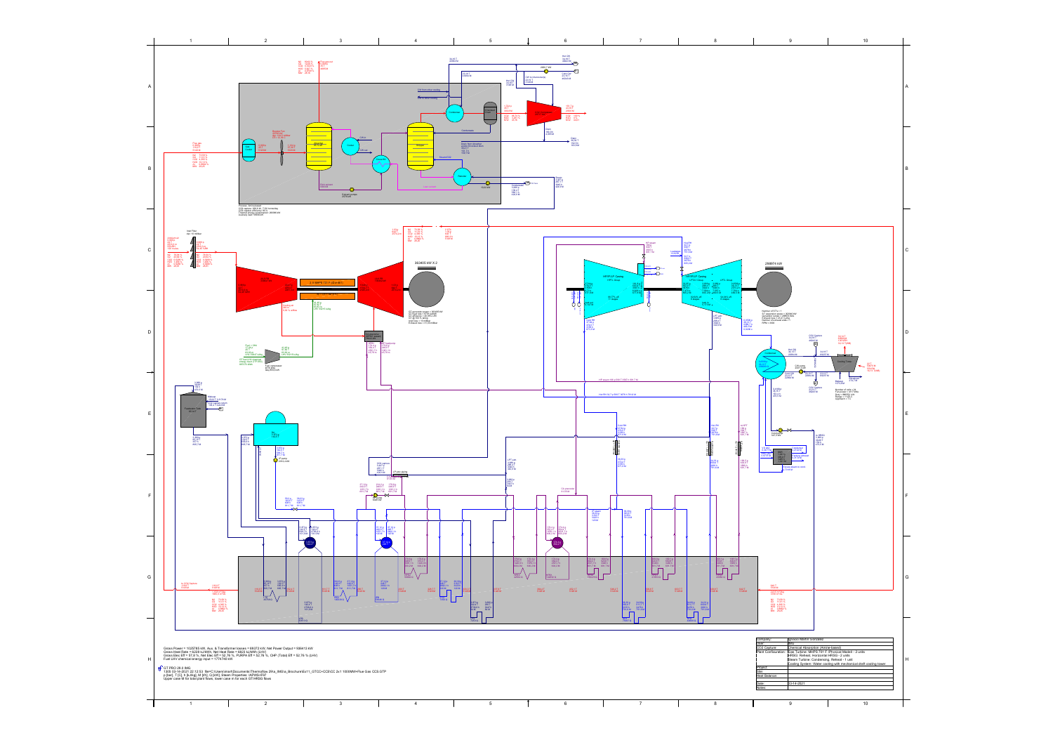Gross Power = 1025785 kW, Aux. & Transformer losses = 69372 kW, Net Power Output = 956413 kW
Gross Heat Rate = 6228 kJ/kWh, Net Heat Rate = 6680 kJ/kWh (LHV)
Gross Elec Eff = 57.8 %, Net Elec Eff = 52.76 %, PURPA Eff = 52.76 %, CHP (Total) Eff = 52.76 % (LHV)
Fuel LHV chemical energy input = 1774740 kW

GT PRO 29.0 IMG
1305 03-14-2021 22:12:53 file=C:\Users\img\Documents\Thermoflow 29\a_IMG\a_Brochure\Ex11_GTCC+CCS\CC 2x1 1000MW+Flue Gas CCS.GTP
p [bar], T [C], h [kJ/kg], M [t/h], Q [kW], Steam Properties: IAPWS-IF97
Upper case M for total plant flows, lower case m for each GT/HRSG flows

| | |
|---|---|
| Company: | GTCCC World Company |
| User: | IMG |
| CO2 Capture: | Chemical Absorption (Amine-based) |
| Plant Configuration: | Gas Turbine: MHPS 701 F (Physical Model) - 2 units |
| | HRSG: Reheat, Horizontal HRSG - 2 units |
| | Steam Turbine: Condensing, Reheat - 1 unit |
| | Cooling System: Water cooling with mechanical draft cooling tower |
| Project: | |
| Site: | |
| Heat Balance: | |
| Date: | 03-14-2021 |
| Notes: | |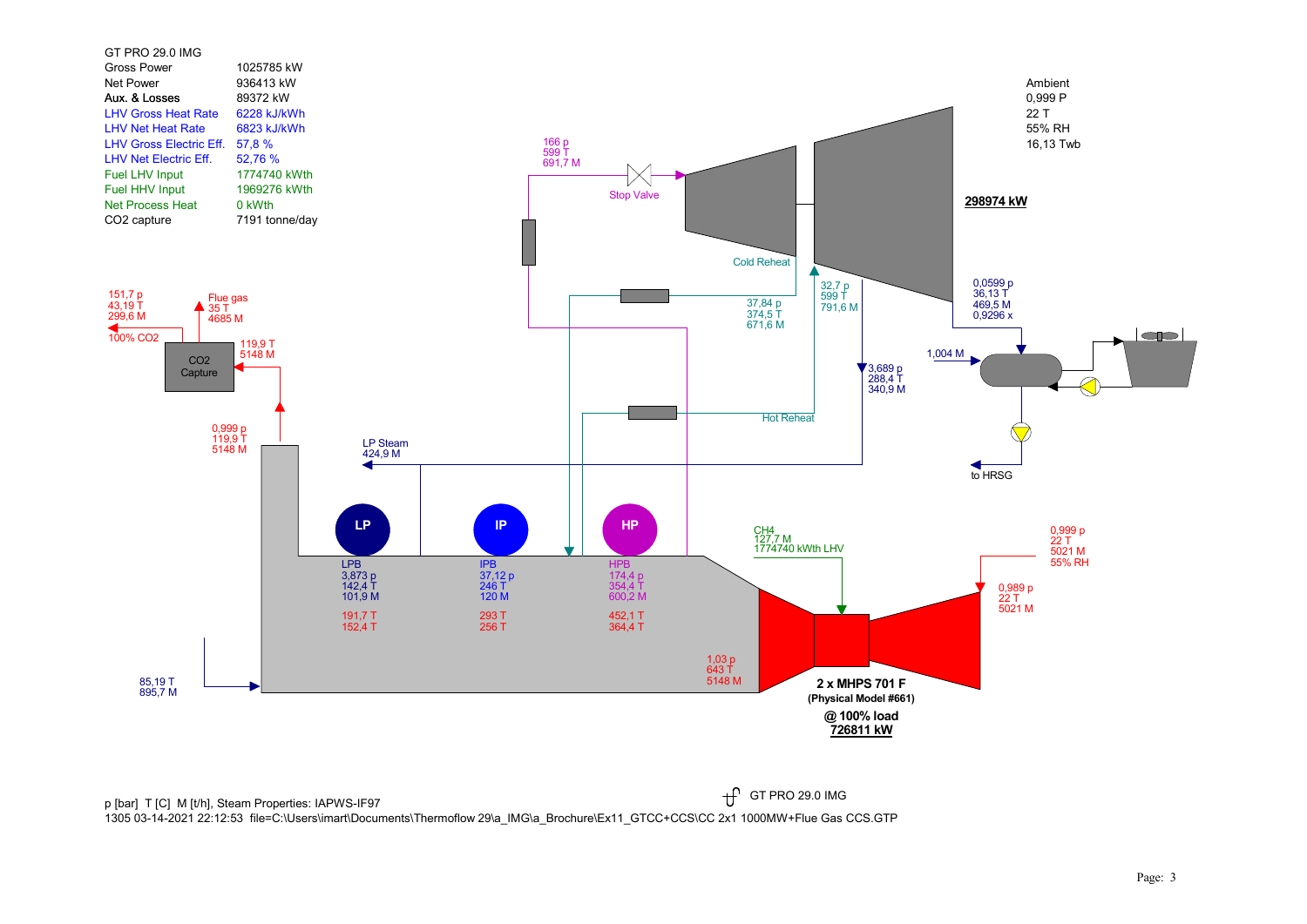GT PRO 29.0 IMG

| | |
|---|---|
| Gross Power | 1025785 kW |
| Net Power | 936413 kW |
| Aux. & Losses | 89372 kW |
| LHV Gross Heat Rate | 6228 kJ/kWh |
| LHV Net Heat Rate | 6823 kJ/kWh |
| LHV Gross Electric Eff. | 57,8 % |
| LHV Net Electric Eff. | 52,76 % |
| Fuel LHV Input | 1774740 kWth |
| Fuel HHV Input | 1969276 kWth |
| Net Process Heat | 0 kWth |
| CO2 capture | 7191 tonne/day |

Ambient
0,999 P
22 T
55% RH
16,13 Twb

166 p
599 T
691,7 M

Stop Valve

**298974 kW**

Cold Reheat

37,84 p
374,5 T
671,6 M

32,7 p
599 T
791,6 M

0,0599 p
36,13 T
469,5 M
0,9296 x

1,004 M

3,689 p
288,4 T
340,9 M

Hot Reheat

to HRSG

151,7 p
43,19 T
299,6 M

100% CO2

Flue gas
35 T
4685 M

119,9 T
5148 M

CO2 Capture

0,999 p
119,9 T
5148 M

LP Steam
424,9 M

LP | IP | HP

LPB
3,873 p
142,4 T
101,9 M

191,7 T
152,4 T

IPB
37,12 p
246 T
120 M

293 T
256 T

HPB
174,4 p
354,4 T
600,2 M

452,1 T
364,4 T

CH4
127,7 M
1774740 kWth LHV

0,999 p
22 T
5021 M
55% RH

0,989 p
22 T
5021 M

1,03 p
643 T
5148 M

85,19 T
895,7 M

**2 x MHPS 701 F**
**(Physical Model #661)**
**@ 100% load**
**726811 kW**

p [bar] T [C] M [t/h], Steam Properties: IAPWS-IF97

GT PRO 29.0 IMG

1305 03-14-2021 22:12:53 file=C:\Users\imart\Documents\Thermoflow 29\a_IMG\a_Brochure\Ex11_GTCC+CCS\CC 2x1 1000MW+Flue Gas CCS.GTP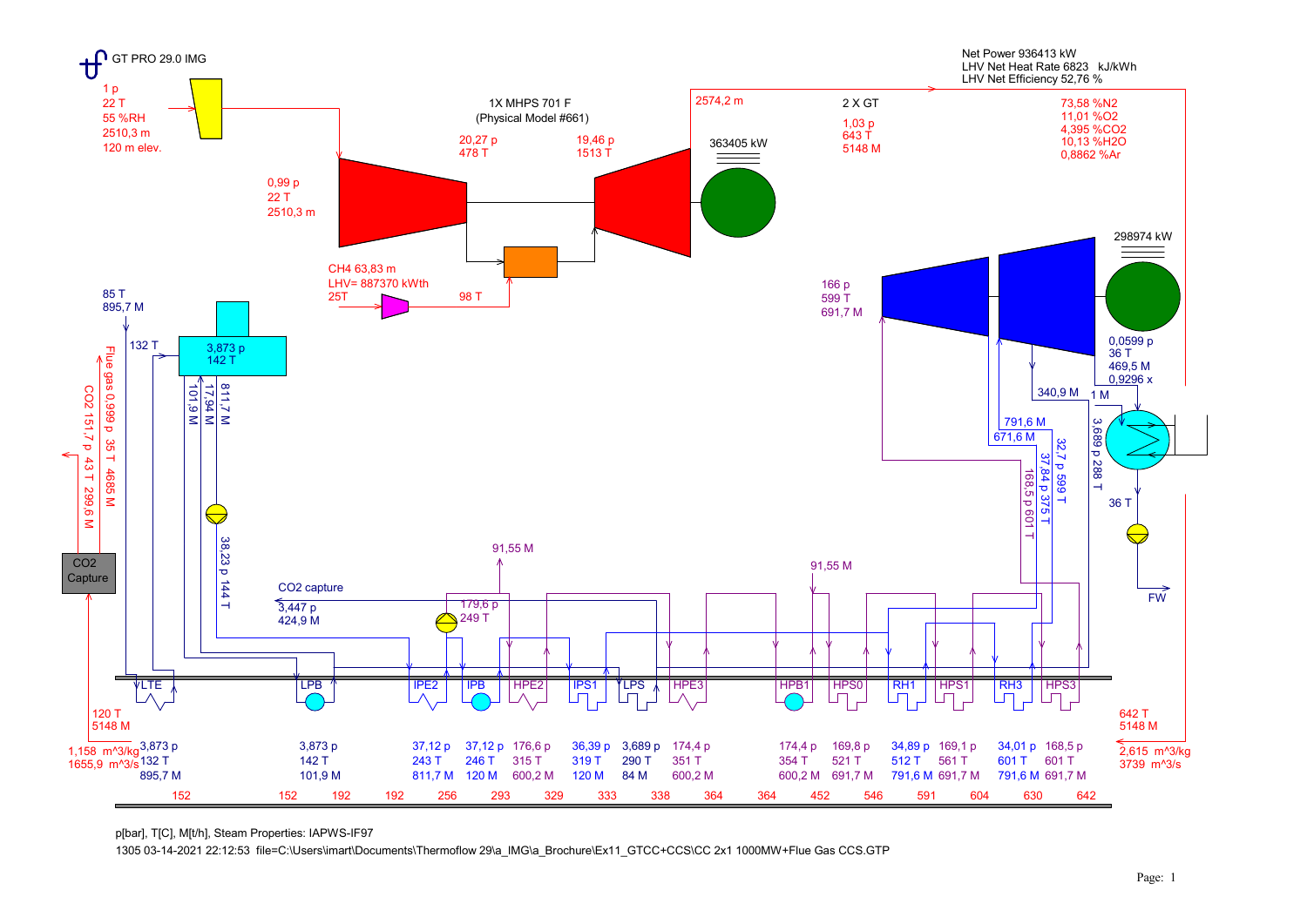GT PRO 29.0 IMG

Net Power 936413 kW
LHV Net Heat Rate 6823 kJ/kWh
LHV Net Efficiency 52,76 %

1X MHPS 701 F
(Physical Model #661)

2 X GT

1 p
22 T
55 %RH
2510,3 m
120 m elev.

0,99 p
22 T
2510,3 m

20,27 p
478 T

19,46 p
1513 T

2574,2 m

363405 kW

1,03 p
643 T
5148 M

73,58 %N2
11,01 %O2
4,395 %CO2
10,13 %H2O
0,8862 %Ar

CH4 63,83 m
LHV= 887370 kWth
25T

98 T

298974 kW

166 p
599 T
691,7 M

0,0599 p
36 T
469,5 M
0,9296 x

340,9 M

1 M

791,6 M
671,6 M

168,5 p 601 T
37,84 p 375 T
32,7 p 599 T
3,689 p 288 T

36 T

FW

85 T
895,7 M

132 T

3,873 p
142 T

101,9 M
17,94 M
811,7 M

38,23 p 144 T

Flue gas 0,999 p 35 T 4685 M

CO2 151,7 p 43 T 299,6 M

CO2 Capture

CO2 capture
3,447 p
424,9 M

91,55 M

179,6 p
249 T

91,55 M

LTE LPB IPE2 IPB HPE2 IPS1 LPS HPE3 HPB1 HPS0 RH1 HPS1 RH3 HPS3

120 T
5148 M

1,158 m^3/kg
1655,9 m^3/s

| 3,873 p | 3,873 p | 37,12 p | 37,12 p | 176,6 p | 36,39 p | 3,689 p | 174,4 p | 174,4 p | 169,8 p | 34,89 p | 169,1 p | 34,01 p | 168,5 p |
|---|---|---|---|---|---|---|---|---|---|---|---|---|---|
| 132 T | 142 T | 243 T | 246 T | 315 T | 319 T | 290 T | 351 T | 354 T | 521 T | 512 T | 561 T | 601 T | 601 T |
| 895,7 M | 101,9 M | 811,7 M | 120 M | 600,2 M | 120 M | 84 M | 600,2 M | 600,2 M | 691,7 M | 791,6 M | 691,7 M | 791,6 M | 691,7 M |

152 152 192 192 256 293 329 333 338 364 364 452 546 591 604 630 642

642 T
5148 M

2,615 m^3/kg
3739 m^3/s

p[bar], T[C], M[t/h], Steam Properties: IAPWS-IF97

1305 03-14-2021 22:12:53 file=C:\Users\imart\Documents\Thermoflow 29\a_IMG\a_Brochure\Ex11_GTCC+CCS\CC 2x1 1000MW+Flue Gas CCS.GTP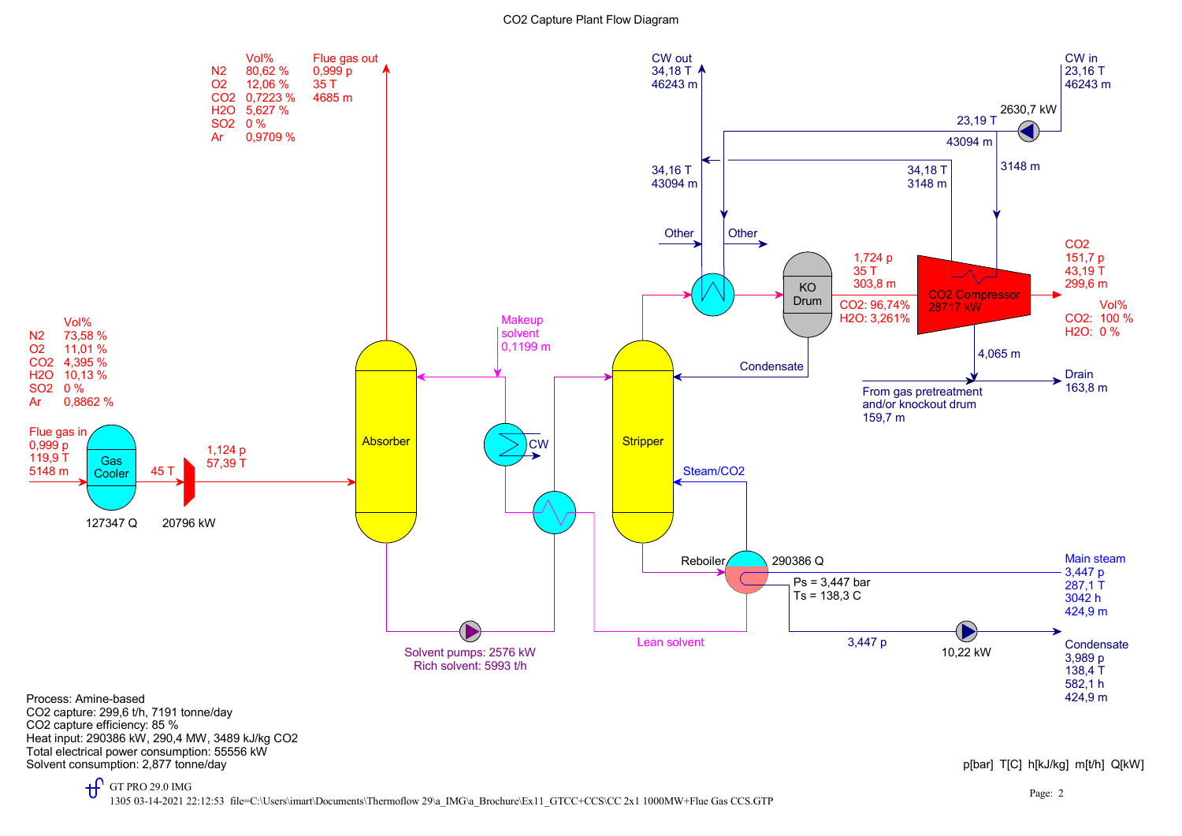# CO2 Capture Plant Flow Diagram

**Flue gas in**
0,999 p
119,9 T
5148 m

| | Vol% |
|---|---|
| N2 | 73,58 % |
| O2 | 11,01 % |
| CO2 | 4,395 % |
| H2O | 10,13 % |
| SO2 | 0 % |
| Ar | 0,8862 % |

Gas Cooler
127347 Q
45 T
20796 kW
1,124 p
57,39 T

**Flue gas out**
0,999 p
35 T
4685 m

| | Vol% |
|---|---|
| N2 | 80,62 % |
| O2 | 12,06 % |
| CO2 | 0,7223 % |
| H2O | 5,627 % |
| SO2 | 0 % |
| Ar | 0,9709 % |

Absorber

Makeup solvent
0,1199 m

CW

Solvent pumps: 2576 kW
Rich solvent: 5993 t/h

Stripper

Lean solvent

Reboiler
290386 Q
Ps = 3,447 bar
Ts = 138,3 C
Steam/CO2

**Main steam**
3,447 p
287,1 T
3042 h
424,9 m

3,447 p
10,22 kW

**Condensate**
3,989 p
138,4 T
582,1 h
424,9 m

**CW out**
34,18 T
46243 m

**CW in**
23,16 T
46243 m

2630,7 kW
23,19 T
43094 m
3148 m
34,16 T
43094 m
34,18 T
3148 m
Other
Other

KO Drum
1,724 p
35 T
303,8 m
CO2: 96,74%
H2O: 3,261%
Condensate

CO2 Compressor
28717 kW
4,065 m

**CO2**
151,7 p
43,19 T
299,6 m

Vol%
CO2: 100 %
H2O: 0 %

From gas pretreatment and/or knockout drum
159,7 m

**Drain**
163,8 m

Process: Amine-based
CO2 capture: 299,6 t/h, 7191 tonne/day
CO2 capture efficiency: 85 %
Heat input: 290386 kW, 290,4 MW, 3489 kJ/kg CO2
Total electrical power consumption: 55556 kW
Solvent consumption: 2,877 tonne/day

p[bar] T[C] h[kJ/kg] m[t/h] Q[kW]

GT PRO 29.0 IMG
1305 03-14-2021 22:12:53 file=C:\Users\imart\Documents\Thermoflow 29\a_IMG\a_Brochure\Ex11_GTCC+CCS\CC 2x1 1000MW+Flue Gas CCS.GTP